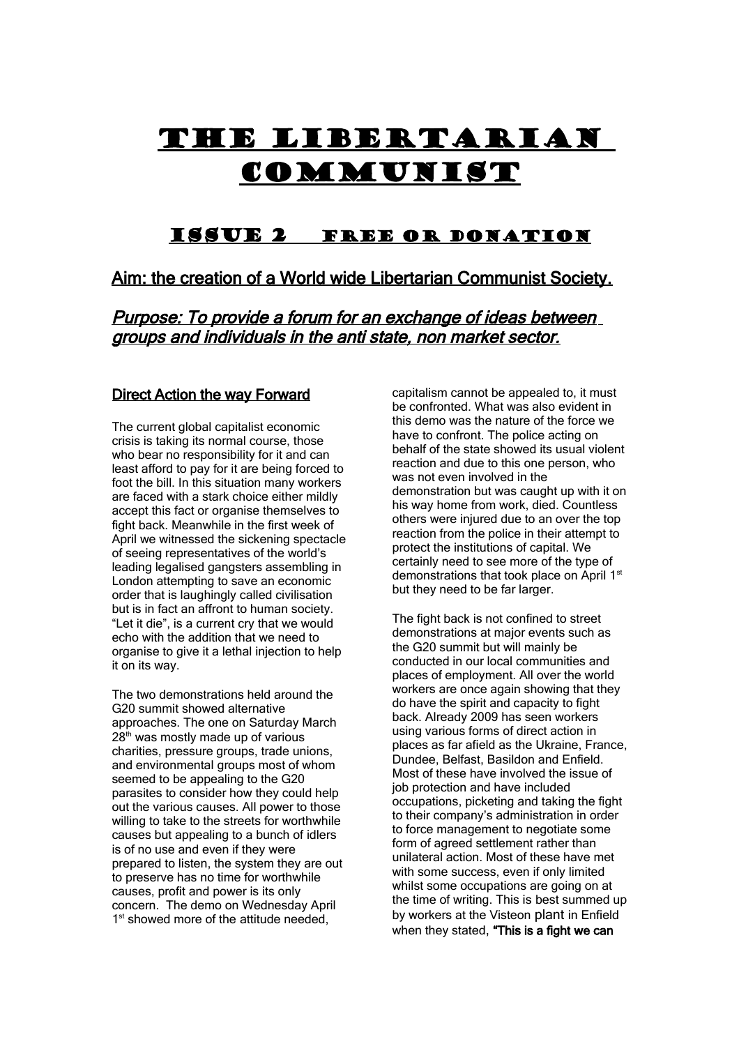# The Libertarian Communist

## Issue 2 Free or Donation

**Aim: the creation of a World wide Libertarian Communist Society.**

***Purpose: To provide a forum for an exchange of ideas between groups and individuals in the anti state, non market sector.***

### Direct Action the way Forward

The current global capitalist economic crisis is taking its normal course, those who bear no responsibility for it and can least afford to pay for it are being forced to foot the bill. In this situation many workers are faced with a stark choice either mildly accept this fact or organise themselves to fight back. Meanwhile in the first week of April we witnessed the sickening spectacle of seeing representatives of the world's leading legalised gangsters assembling in London attempting to save an economic order that is laughingly called civilisation but is in fact an affront to human society. "Let it die", is a current cry that we would echo with the addition that we need to organise to give it a lethal injection to help it on its way.

The two demonstrations held around the G20 summit showed alternative approaches. The one on Saturday March 28th was mostly made up of various charities, pressure groups, trade unions, and environmental groups most of whom seemed to be appealing to the G20 parasites to consider how they could help out the various causes. All power to those willing to take to the streets for worthwhile causes but appealing to a bunch of idlers is of no use and even if they were prepared to listen, the system they are out to preserve has no time for worthwhile causes, profit and power is its only concern. The demo on Wednesday April 1st showed more of the attitude needed, capitalism cannot be appealed to, it must be confronted. What was also evident in this demo was the nature of the force we have to confront. The police acting on behalf of the state showed its usual violent reaction and due to this one person, who was not even involved in the demonstration but was caught up with it on his way home from work, died. Countless others were injured due to an over the top reaction from the police in their attempt to protect the institutions of capital. We certainly need to see more of the type of demonstrations that took place on April 1st but they need to be far larger.

The fight back is not confined to street demonstrations at major events such as the G20 summit but will mainly be conducted in our local communities and places of employment. All over the world workers are once again showing that they do have the spirit and capacity to fight back. Already 2009 has seen workers using various forms of direct action in places as far afield as the Ukraine, France, Dundee, Belfast, Basildon and Enfield. Most of these have involved the issue of job protection and have included occupations, picketing and taking the fight to their company's administration in order to force management to negotiate some form of agreed settlement rather than unilateral action. Most of these have met with some success, even if only limited whilst some occupations are going on at the time of writing. This is best summed up by workers at the Visteon plant in Enfield when they stated, **"This is a fight we can**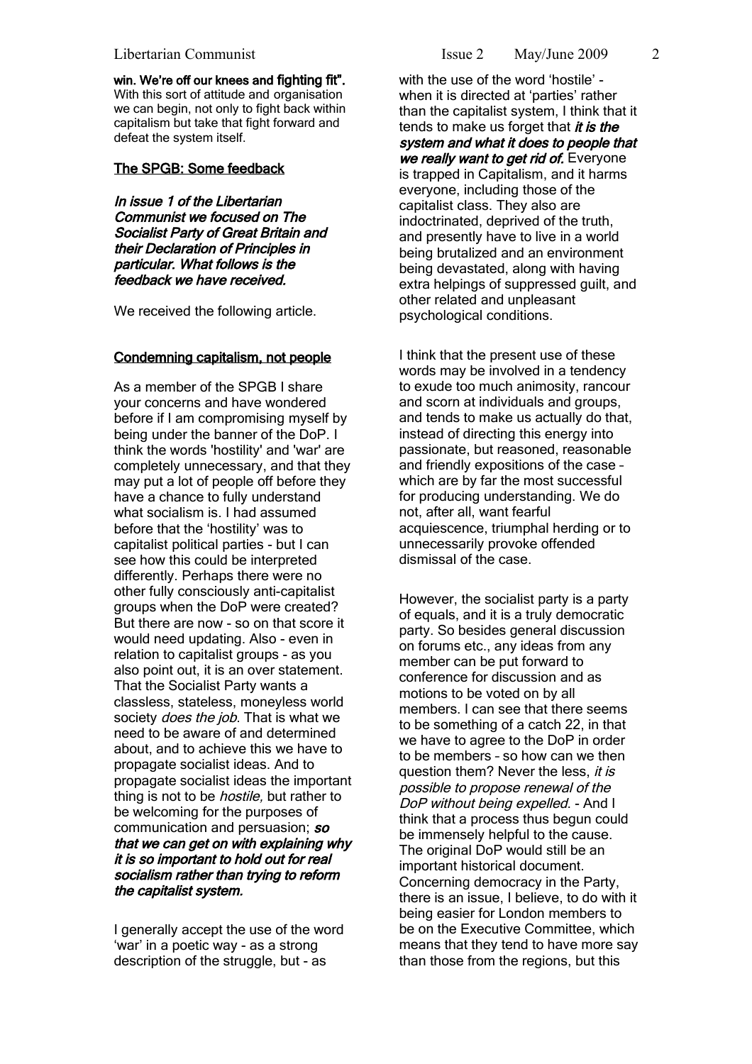**win. We're off our knees and fighting fit".** With this sort of attitude and organisation we can begin, not only to fight back within capitalism but take that fight forward and defeat the system itself.

## The SPGB: Some feedback

***In issue 1 of the Libertarian Communist we focused on The Socialist Party of Great Britain and their Declaration of Principles in particular. What follows is the feedback we have received.***

We received the following article.

### Condemning capitalism, not people

As a member of the SPGB I share your concerns and have wondered before if I am compromising myself by being under the banner of the DoP. I think the words 'hostility' and 'war' are completely unnecessary, and that they may put a lot of people off before they have a chance to fully understand what socialism is. I had assumed before that the 'hostility' was to capitalist political parties - but I can see how this could be interpreted differently. Perhaps there were no other fully consciously anti-capitalist groups when the DoP were created? But there are now - so on that score it would need updating. Also - even in relation to capitalist groups - as you also point out, it is an over statement. That the Socialist Party wants a classless, stateless, moneyless world society *does the job*. That is what we need to be aware of and determined about, and to achieve this we have to propagate socialist ideas. And to propagate socialist ideas the important thing is not to be *hostile,* but rather to be welcoming for the purposes of communication and persuasion; ***so that we can get on with explaining why it is so important to hold out for real socialism rather than trying to reform the capitalist system.***

I generally accept the use of the word 'war' in a poetic way - as a strong description of the struggle, but - as with the use of the word 'hostile' - when it is directed at 'parties' rather than the capitalist system, I think that it tends to make us forget that ***it is the system and what it does to people that we really want to get rid of.*** Everyone is trapped in Capitalism, and it harms everyone, including those of the capitalist class. They also are indoctrinated, deprived of the truth, and presently have to live in a world being brutalized and an environment being devastated, along with having extra helpings of suppressed guilt, and other related and unpleasant psychological conditions.

I think that the present use of these words may be involved in a tendency to exude too much animosity, rancour and scorn at individuals and groups, and tends to make us actually do that, instead of directing this energy into passionate, but reasoned, reasonable and friendly expositions of the case – which are by far the most successful for producing understanding. We do not, after all, want fearful acquiescence, triumphal herding or to unnecessarily provoke offended dismissal of the case.

However, the socialist party is a party of equals, and it is a truly democratic party. So besides general discussion on forums etc., any ideas from any member can be put forward to conference for discussion and as motions to be voted on by all members. I can see that there seems to be something of a catch 22, in that we have to agree to the DoP in order to be members – so how can we then question them? Never the less, *it is possible to propose renewal of the DoP without being expelled*. - And I think that a process thus begun could be immensely helpful to the cause. The original DoP would still be an important historical document. Concerning democracy in the Party, there is an issue, I believe, to do with it being easier for London members to be on the Executive Committee, which means that they tend to have more say than those from the regions, but this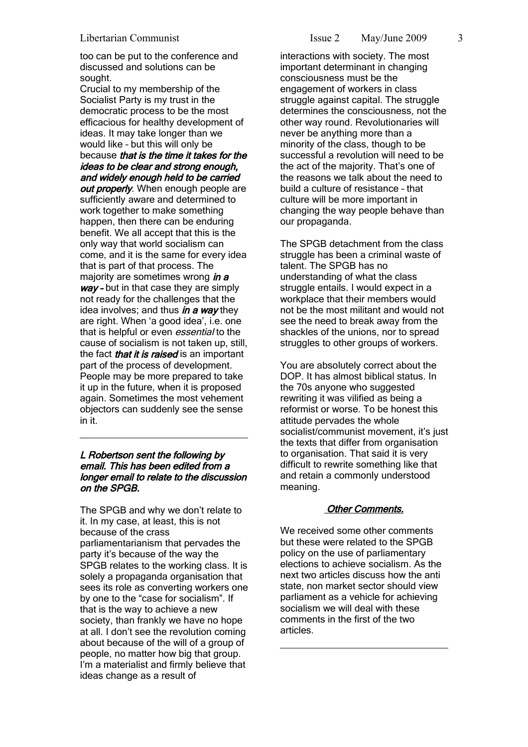too can be put to the conference and discussed and solutions can be sought.

Crucial to my membership of the Socialist Party is my trust in the democratic process to be the most efficacious for healthy development of ideas. It may take longer than we would like – but this will only be because ***that is the time it takes for the ideas to be clear and strong enough, and widely enough held to be carried out properly***. When enough people are sufficiently aware and determined to work together to make something happen, then there can be enduring benefit. We all accept that this is the only way that world socialism can come, and it is the same for every idea that is part of that process. The majority are sometimes wrong ***in a way*** – but in that case they are simply not ready for the challenges that the idea involves; and thus ***in a way*** they are right. When 'a good idea', i.e. one that is helpful or even *essential* to the cause of socialism is not taken up, still, the fact ***that it is raised*** is an important part of the process of development. People may be more prepared to take it up in the future, when it is proposed again. Sometimes the most vehement objectors can suddenly see the sense in it.

---

***L Robertson sent the following by email. This has been edited from a longer email to relate to the discussion on the SPGB.***

The SPGB and why we don't relate to it. In my case, at least, this is not because of the crass parliamentarianism that pervades the party it's because of the way the SPGB relates to the working class. It is solely a propaganda organisation that sees its role as converting workers one by one to the "case for socialism". If that is the way to achieve a new society, than frankly we have no hope at all. I don't see the revolution coming about because of the will of a group of people, no matter how big that group. I'm a materialist and firmly believe that ideas change as a result of interactions with society. The most important determinant in changing consciousness must be the engagement of workers in class struggle against capital. The struggle determines the consciousness, not the other way round. Revolutionaries will never be anything more than a minority of the class, though to be successful a revolution will need to be the act of the majority. That's one of the reasons we talk about the need to build a culture of resistance – that culture will be more important in changing the way people behave than our propaganda.

The SPGB detachment from the class struggle has been a criminal waste of talent. The SPGB has no understanding of what the class struggle entails. I would expect in a workplace that their members would not be the most militant and would not see the need to break away from the shackles of the unions, nor to spread struggles to other groups of workers.

You are absolutely correct about the DOP. It has almost biblical status. In the 70s anyone who suggested rewriting it was vilified as being a reformist or worse. To be honest this attitude pervades the whole socialist/communist movement, it's just the texts that differ from organisation to organisation. That said it is very difficult to rewrite something like that and retain a commonly understood meaning.

***Other Comments.***

We received some other comments but these were related to the SPGB policy on the use of parliamentary elections to achieve socialism. As the next two articles discuss how the anti state, non market sector should view parliament as a vehicle for achieving socialism we will deal with these comments in the first of the two articles.

---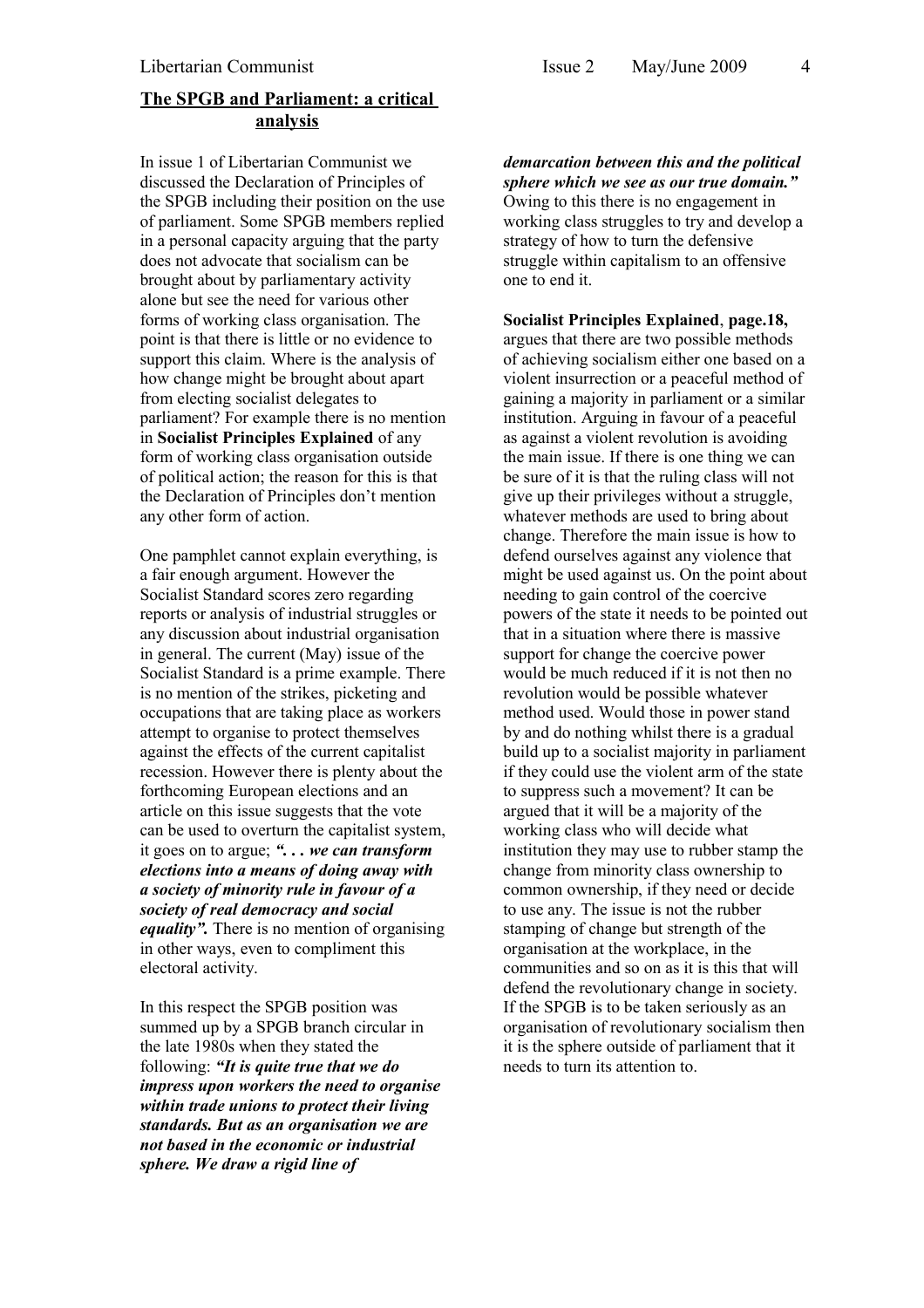## The SPGB and Parliament: a critical analysis

In issue 1 of Libertarian Communist we discussed the Declaration of Principles of the SPGB including their position on the use of parliament. Some SPGB members replied in a personal capacity arguing that the party does not advocate that socialism can be brought about by parliamentary activity alone but see the need for various other forms of working class organisation. The point is that there is little or no evidence to support this claim. Where is the analysis of how change might be brought about apart from electing socialist delegates to parliament? For example there is no mention in **Socialist Principles Explained** of any form of working class organisation outside of political action; the reason for this is that the Declaration of Principles don't mention any other form of action.

One pamphlet cannot explain everything, is a fair enough argument. However the Socialist Standard scores zero regarding reports or analysis of industrial struggles or any discussion about industrial organisation in general. The current (May) issue of the Socialist Standard is a prime example. There is no mention of the strikes, picketing and occupations that are taking place as workers attempt to organise to protect themselves against the effects of the current capitalist recession. However there is plenty about the forthcoming European elections and an article on this issue suggests that the vote can be used to overturn the capitalist system, it goes on to argue; ***". . . we can transform elections into a means of doing away with a society of minority rule in favour of a society of real democracy and social equality".*** There is no mention of organising in other ways, even to compliment this electoral activity.

In this respect the SPGB position was summed up by a SPGB branch circular in the late 1980s when they stated the following: ***"It is quite true that we do impress upon workers the need to organise within trade unions to protect their living standards. But as an organisation we are not based in the economic or industrial sphere. We draw a rigid line of demarcation between this and the political sphere which we see as our true domain."*** Owing to this there is no engagement in working class struggles to try and develop a strategy of how to turn the defensive struggle within capitalism to an offensive one to end it.

**Socialist Principles Explained**, **page.18,** argues that there are two possible methods of achieving socialism either one based on a violent insurrection or a peaceful method of gaining a majority in parliament or a similar institution. Arguing in favour of a peaceful as against a violent revolution is avoiding the main issue. If there is one thing we can be sure of it is that the ruling class will not give up their privileges without a struggle, whatever methods are used to bring about change. Therefore the main issue is how to defend ourselves against any violence that might be used against us. On the point about needing to gain control of the coercive powers of the state it needs to be pointed out that in a situation where there is massive support for change the coercive power would be much reduced if it is not then no revolution would be possible whatever method used. Would those in power stand by and do nothing whilst there is a gradual build up to a socialist majority in parliament if they could use the violent arm of the state to suppress such a movement? It can be argued that it will be a majority of the working class who will decide what institution they may use to rubber stamp the change from minority class ownership to common ownership, if they need or decide to use any. The issue is not the rubber stamping of change but strength of the organisation at the workplace, in the communities and so on as it is this that will defend the revolutionary change in society. If the SPGB is to be taken seriously as an organisation of revolutionary socialism then it is the sphere outside of parliament that it needs to turn its attention to.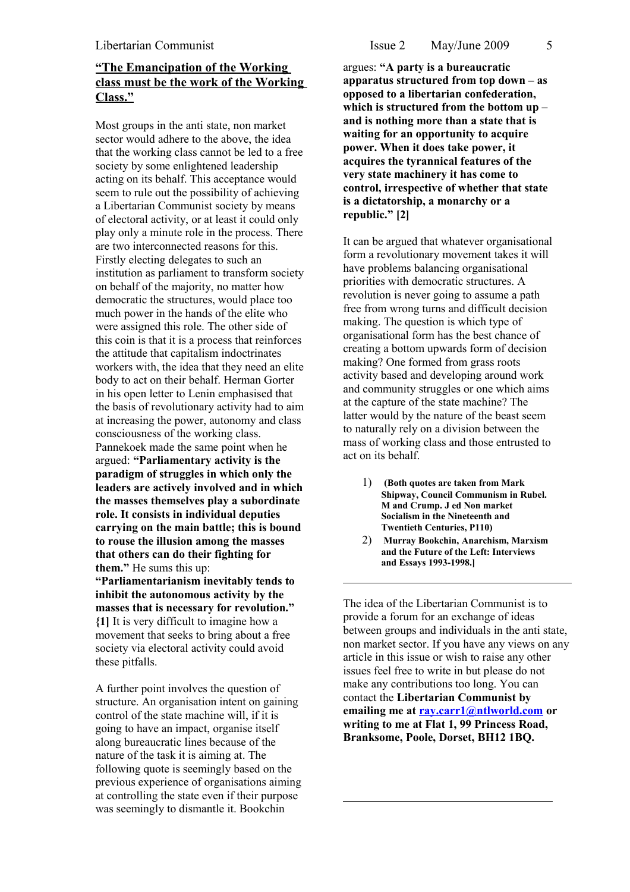## "The Emancipation of the Working class must be the work of the Working Class."

Most groups in the anti state, non market sector would adhere to the above, the idea that the working class cannot be led to a free society by some enlightened leadership acting on its behalf. This acceptance would seem to rule out the possibility of achieving a Libertarian Communist society by means of electoral activity, or at least it could only play only a minute role in the process. There are two interconnected reasons for this. Firstly electing delegates to such an institution as parliament to transform society on behalf of the majority, no matter how democratic the structures, would place too much power in the hands of the elite who were assigned this role. The other side of this coin is that it is a process that reinforces the attitude that capitalism indoctrinates workers with, the idea that they need an elite body to act on their behalf. Herman Gorter in his open letter to Lenin emphasised that the basis of revolutionary activity had to aim at increasing the power, autonomy and class consciousness of the working class. Pannekoek made the same point when he argued: **"Parliamentary activity is the paradigm of struggles in which only the leaders are actively involved and in which the masses themselves play a subordinate role. It consists in individual deputies carrying on the main battle; this is bound to rouse the illusion among the masses that others can do their fighting for them."** He sums this up: **"Parliamentarianism inevitably tends to inhibit the autonomous activity by the masses that is necessary for revolution." {1]** It is very difficult to imagine how a movement that seeks to bring about a free society via electoral activity could avoid these pitfalls.

A further point involves the question of structure. An organisation intent on gaining control of the state machine will, if it is going to have an impact, organise itself along bureaucratic lines because of the nature of the task it is aiming at. The following quote is seemingly based on the previous experience of organisations aiming at controlling the state even if their purpose was seemingly to dismantle it. Bookchin argues: **"A party is a bureaucratic apparatus structured from top down – as opposed to a libertarian confederation, which is structured from the bottom up – and is nothing more than a state that is waiting for an opportunity to acquire power. When it does take power, it acquires the tyrannical features of the very state machinery it has come to control, irrespective of whether that state is a dictatorship, a monarchy or a republic." [2]**

It can be argued that whatever organisational form a revolutionary movement takes it will have problems balancing organisational priorities with democratic structures. A revolution is never going to assume a path free from wrong turns and difficult decision making. The question is which type of organisational form has the best chance of creating a bottom upwards form of decision making? One formed from grass roots activity based and developing around work and community struggles or one which aims at the capture of the state machine? The latter would by the nature of the beast seem to naturally rely on a division between the mass of working class and those entrusted to act on its behalf.

1) **(Both quotes are taken from Mark Shipway, Council Communism in Rubel. M and Crump. J ed Non market Socialism in the Nineteenth and Twentieth Centuries, P110)**
2) **Murray Bookchin, Anarchism, Marxism and the Future of the Left: Interviews and Essays 1993-1998.]**

---

The idea of the Libertarian Communist is to provide a forum for an exchange of ideas between groups and individuals in the anti state, non market sector. If you have any views on any article in this issue or wish to raise any other issues feel free to write in but please do not make any contributions too long. You can contact the **Libertarian Communist by emailing me at ray.carr1@ntlworld.com or writing to me at Flat 1, 99 Princess Road, Branksome, Poole, Dorset, BH12 1BQ.**

---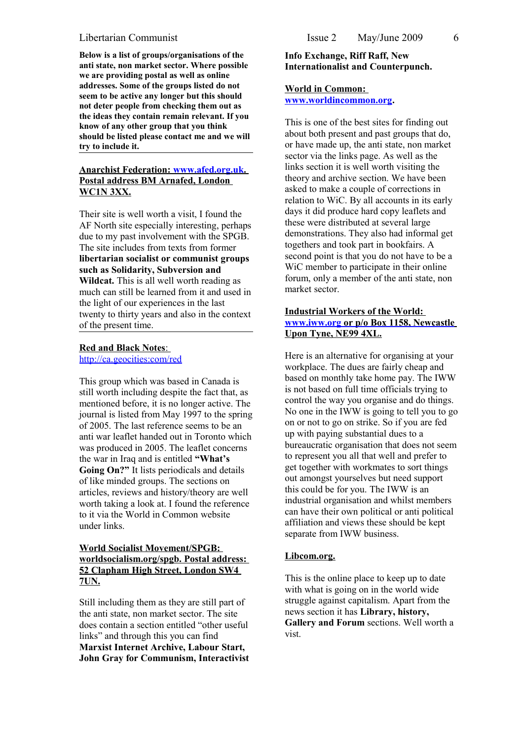**Below is a list of groups/organisations of the anti state, non market sector. Where possible we are providing postal as well as online addresses. Some of the groups listed do not seem to be active any longer but this should not deter people from checking them out as the ideas they contain remain relevant. If you know of any other group that you think should be listed please contact me and we will try to include it.**

---

**Anarchist Federation: www.afed.org.uk. Postal address BM Arnafed, London WC1N 3XX.**

Their site is well worth a visit, I found the AF North site especially interesting, perhaps due to my past involvement with the SPGB. The site includes from texts from former **libertarian socialist or communist groups such as Solidarity, Subversion and Wildcat.** This is all well worth reading as much can still be learned from it and used in the light of our experiences in the last twenty to thirty years and also in the context of the present time.

---

**Red and Black Notes**: http://ca.geocities.com/red

This group which was based in Canada is still worth including despite the fact that, as mentioned before, it is no longer active. The journal is listed from May 1997 to the spring of 2005. The last reference seems to be an anti war leaflet handed out in Toronto which was produced in 2005. The leaflet concerns the war in Iraq and is entitled **"What's Going On?"** It lists periodicals and details of like minded groups. The sections on articles, reviews and history/theory are well worth taking a look at. I found the reference to it via the World in Common website under links.

**World Socialist Movement/SPGB: worldsocialism.org/spgb. Postal address: 52 Clapham High Street, London SW4 7UN.**

Still including them as they are still part of the anti state, non market sector. The site does contain a section entitled "other useful links" and through this you can find **Marxist Internet Archive, Labour Start, John Gray for Communism, Interactivist Info Exchange, Riff Raff, New Internationalist and Counterpunch.**

**World in Common: www.worldincommon.org.**

This is one of the best sites for finding out about both present and past groups that do, or have made up, the anti state, non market sector via the links page. As well as the links section it is well worth visiting the theory and archive section. We have been asked to make a couple of corrections in relation to WiC. By all accounts in its early days it did produce hard copy leaflets and these were distributed at several large demonstrations. They also had informal get togethers and took part in bookfairs. A second point is that you do not have to be a WiC member to participate in their online forum, only a member of the anti state, non market sector.

**Industrial Workers of the World: www.iww.org or p/o Box 1158, Newcastle Upon Tyne, NE99 4XL.**

Here is an alternative for organising at your workplace. The dues are fairly cheap and based on monthly take home pay. The IWW is not based on full time officials trying to control the way you organise and do things. No one in the IWW is going to tell you to go on or not to go on strike. So if you are fed up with paying substantial dues to a bureaucratic organisation that does not seem to represent you all that well and prefer to get together with workmates to sort things out amongst yourselves but need support this could be for you. The IWW is an industrial organisation and whilst members can have their own political or anti political affiliation and views these should be kept separate from IWW business.

**Libcom.org.**

This is the online place to keep up to date with what is going on in the world wide struggle against capitalism. Apart from the news section it has **Library, history, Gallery and Forum** sections. Well worth a vist.